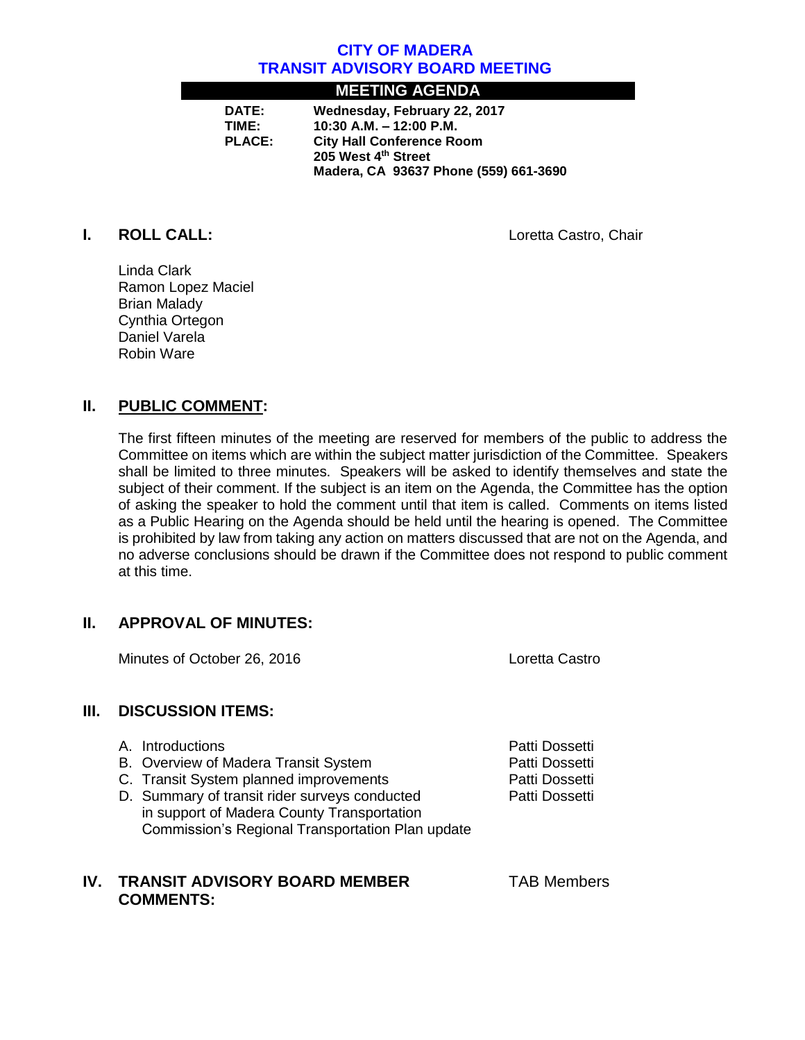# CITY OF MADERA
# TRANSIT ADVISORY BOARD MEETING

## MEETING AGENDA

**DATE:** Wednesday, February 22, 2017
**TIME:** 10:30 A.M. – 12:00 P.M.
**PLACE:** City Hall Conference Room
205 West 4th Street
Madera, CA 93637 Phone (559) 661-3690

## I. ROLL CALL:

Loretta Castro, Chair

Linda Clark
Ramon Lopez Maciel
Brian Malady
Cynthia Ortegon
Daniel Varela
Robin Ware

## II. PUBLIC COMMENT:

The first fifteen minutes of the meeting are reserved for members of the public to address the Committee on items which are within the subject matter jurisdiction of the Committee. Speakers shall be limited to three minutes. Speakers will be asked to identify themselves and state the subject of their comment. If the subject is an item on the Agenda, the Committee has the option of asking the speaker to hold the comment until that item is called. Comments on items listed as a Public Hearing on the Agenda should be held until the hearing is opened. The Committee is prohibited by law from taking any action on matters discussed that are not on the Agenda, and no adverse conclusions should be drawn if the Committee does not respond to public comment at this time.

## II. APPROVAL OF MINUTES:

Minutes of October 26, 2016 — Loretta Castro

## III. DISCUSSION ITEMS:

A. Introductions — Patti Dossetti
B. Overview of Madera Transit System — Patti Dossetti
C. Transit System planned improvements — Patti Dossetti
D. Summary of transit rider surveys conducted in support of Madera County Transportation Commission's Regional Transportation Plan update — Patti Dossetti

## IV. TRANSIT ADVISORY BOARD MEMBER COMMENTS:

TAB Members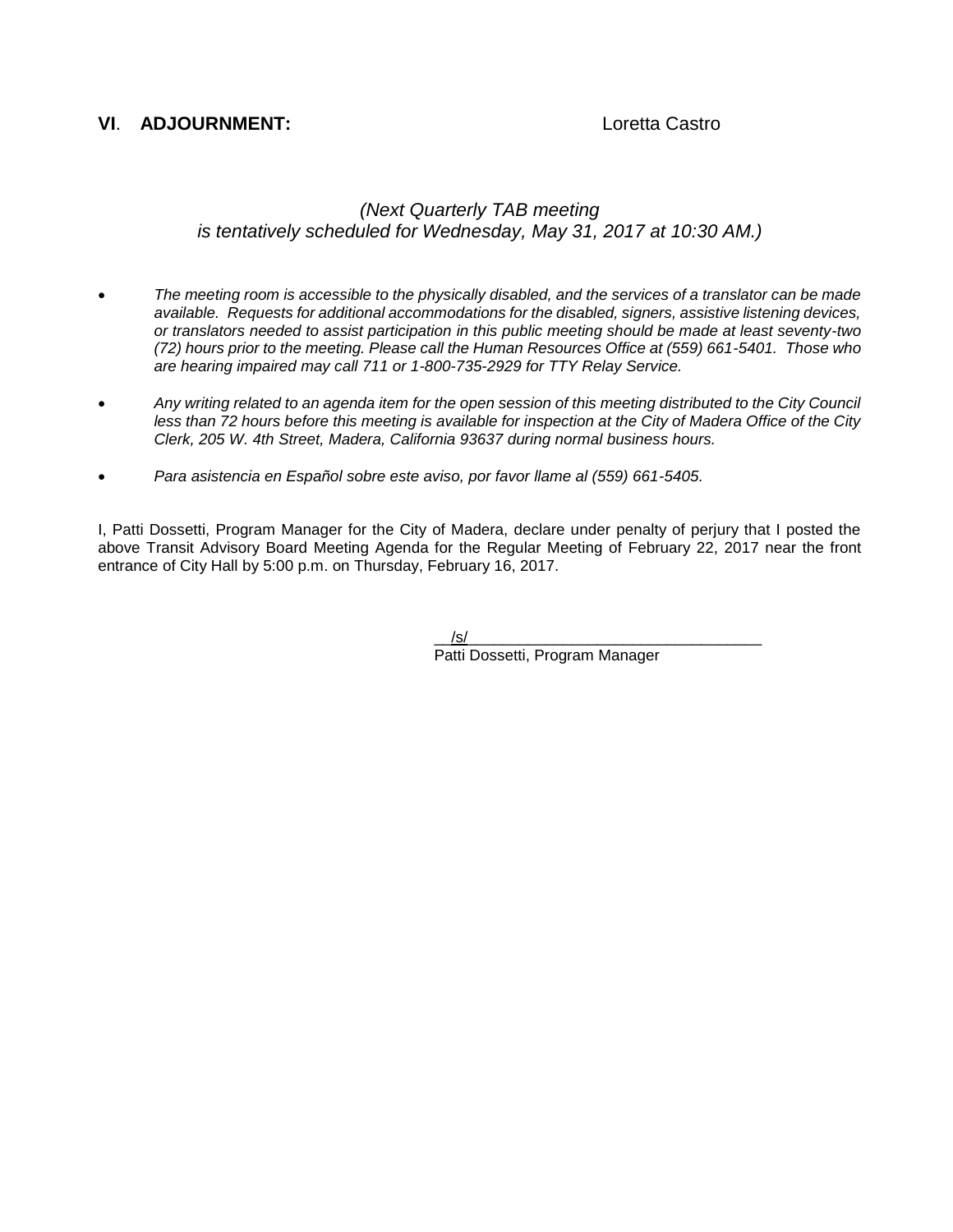**VI. ADJOURNMENT:** Loretta Castro

*(Next Quarterly TAB meeting is tentatively scheduled for Wednesday, May 31, 2017 at 10:30 AM.)*

- *The meeting room is accessible to the physically disabled, and the services of a translator can be made available. Requests for additional accommodations for the disabled, signers, assistive listening devices, or translators needed to assist participation in this public meeting should be made at least seventy-two (72) hours prior to the meeting. Please call the Human Resources Office at (559) 661-5401. Those who are hearing impaired may call 711 or 1-800-735-2929 for TTY Relay Service.*

- *Any writing related to an agenda item for the open session of this meeting distributed to the City Council less than 72 hours before this meeting is available for inspection at the City of Madera Office of the City Clerk, 205 W. 4th Street, Madera, California 93637 during normal business hours.*

- *Para asistencia en Español sobre este aviso, por favor llame al (559) 661-5405.*

I, Patti Dossetti, Program Manager for the City of Madera, declare under penalty of perjury that I posted the above Transit Advisory Board Meeting Agenda for the Regular Meeting of February 22, 2017 near the front entrance of City Hall by 5:00 p.m. on Thursday, February 16, 2017.

/s/

Patti Dossetti, Program Manager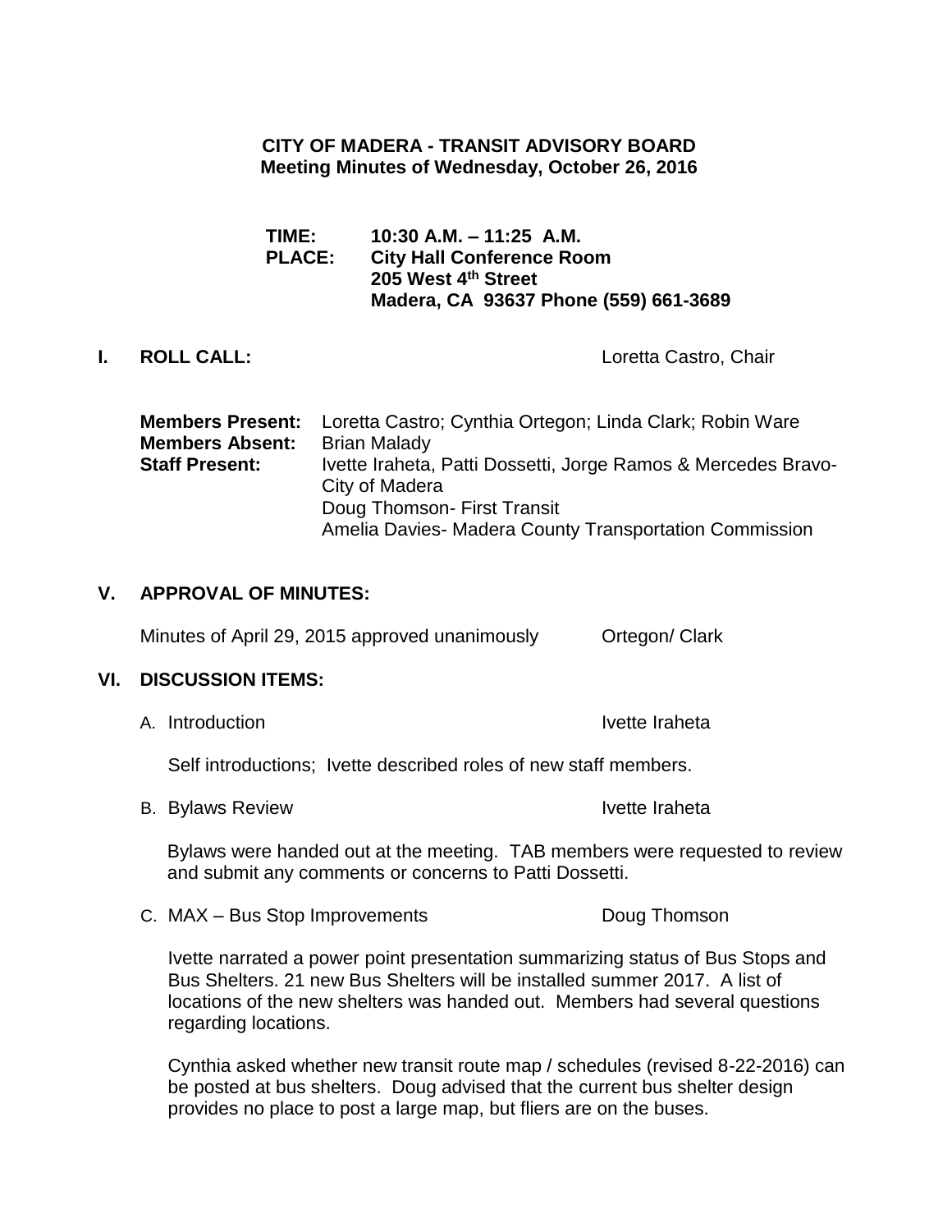**CITY OF MADERA - TRANSIT ADVISORY BOARD**
**Meeting Minutes of Wednesday, October 26, 2016**

**TIME:** **10:30 A.M. – 11:25 A.M.**
**PLACE:** **City Hall Conference Room**
**205 West 4th Street**
**Madera, CA 93637 Phone (559) 661-3689**

## I. ROLL CALL:

Loretta Castro, Chair

**Members Present:** Loretta Castro; Cynthia Ortegon; Linda Clark; Robin Ware
**Members Absent:** Brian Malady
**Staff Present:** Ivette Iraheta, Patti Dossetti, Jorge Ramos & Mercedes Bravo- City of Madera
Doug Thomson- First Transit
Amelia Davies- Madera County Transportation Commission

## V. APPROVAL OF MINUTES:

Minutes of April 29, 2015 approved unanimously — Ortegon/ Clark

## VI. DISCUSSION ITEMS:

A. Introduction — Ivette Iraheta

Self introductions; Ivette described roles of new staff members.

B. Bylaws Review — Ivette Iraheta

Bylaws were handed out at the meeting. TAB members were requested to review and submit any comments or concerns to Patti Dossetti.

C. MAX – Bus Stop Improvements — Doug Thomson

Ivette narrated a power point presentation summarizing status of Bus Stops and Bus Shelters. 21 new Bus Shelters will be installed summer 2017. A list of locations of the new shelters was handed out. Members had several questions regarding locations.

Cynthia asked whether new transit route map / schedules (revised 8-22-2016) can be posted at bus shelters. Doug advised that the current bus shelter design provides no place to post a large map, but fliers are on the buses.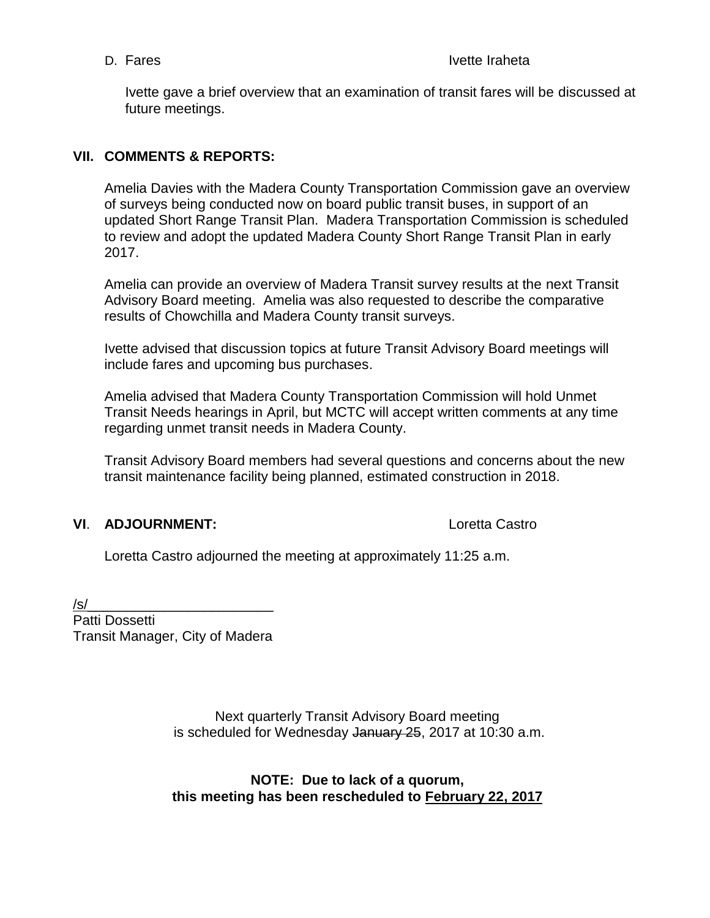D. Fares Ivette Iraheta

Ivette gave a brief overview that an examination of transit fares will be discussed at future meetings.

## VII. COMMENTS & REPORTS:

Amelia Davies with the Madera County Transportation Commission gave an overview of surveys being conducted now on board public transit buses, in support of an updated Short Range Transit Plan. Madera Transportation Commission is scheduled to review and adopt the updated Madera County Short Range Transit Plan in early 2017.

Amelia can provide an overview of Madera Transit survey results at the next Transit Advisory Board meeting. Amelia was also requested to describe the comparative results of Chowchilla and Madera County transit surveys.

Ivette advised that discussion topics at future Transit Advisory Board meetings will include fares and upcoming bus purchases.

Amelia advised that Madera County Transportation Commission will hold Unmet Transit Needs hearings in April, but MCTC will accept written comments at any time regarding unmet transit needs in Madera County.

Transit Advisory Board members had several questions and concerns about the new transit maintenance facility being planned, estimated construction in 2018.

## VI. ADJOURNMENT: Loretta Castro

Loretta Castro adjourned the meeting at approximately 11:25 a.m.

/s/________________________

Patti Dossetti
Transit Manager, City of Madera

Next quarterly Transit Advisory Board meeting
is scheduled for Wednesday ~~January 25~~, 2017 at 10:30 a.m.

**NOTE: Due to lack of a quorum,**
**this meeting has been rescheduled to <u>February 22, 2017</u>**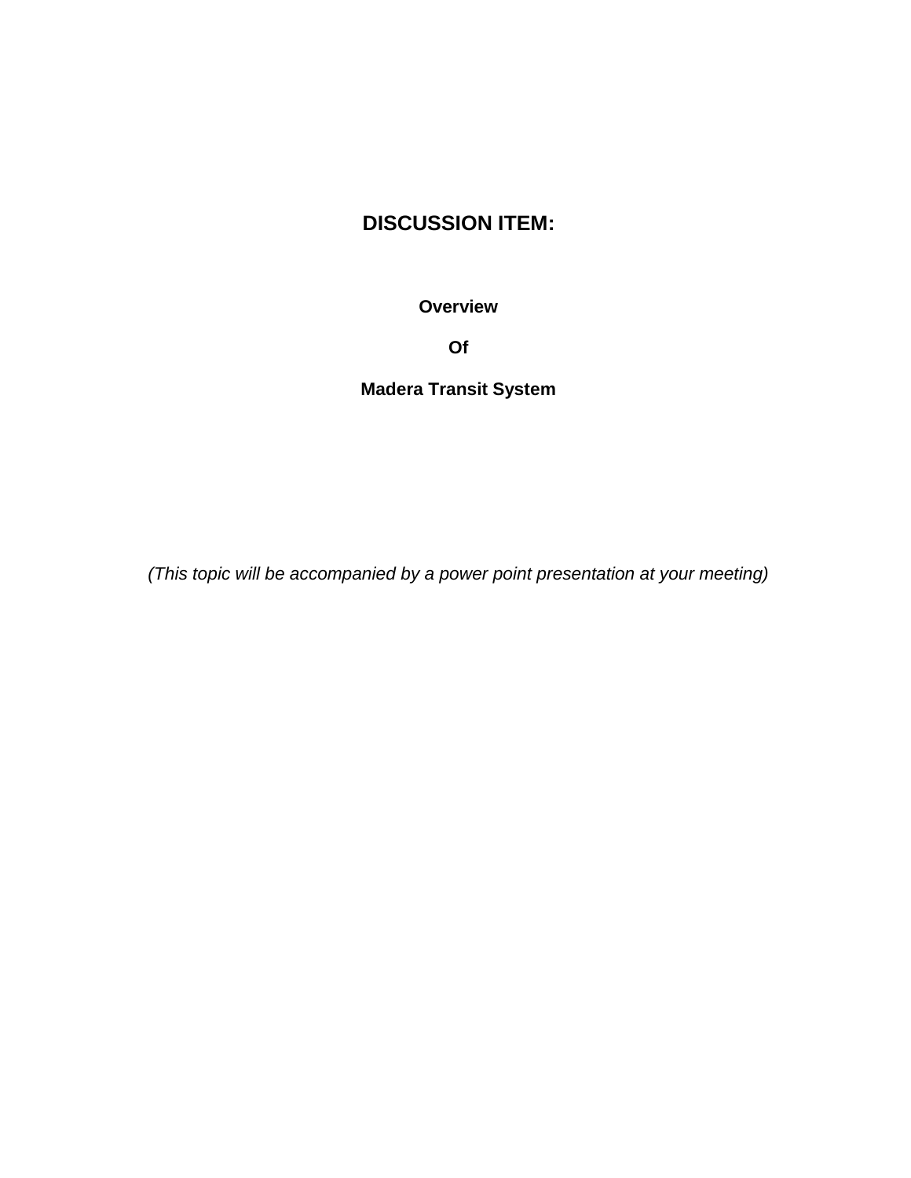# DISCUSSION ITEM:

**Overview**

**Of**

**Madera Transit System**

*(This topic will be accompanied by a power point presentation at your meeting)*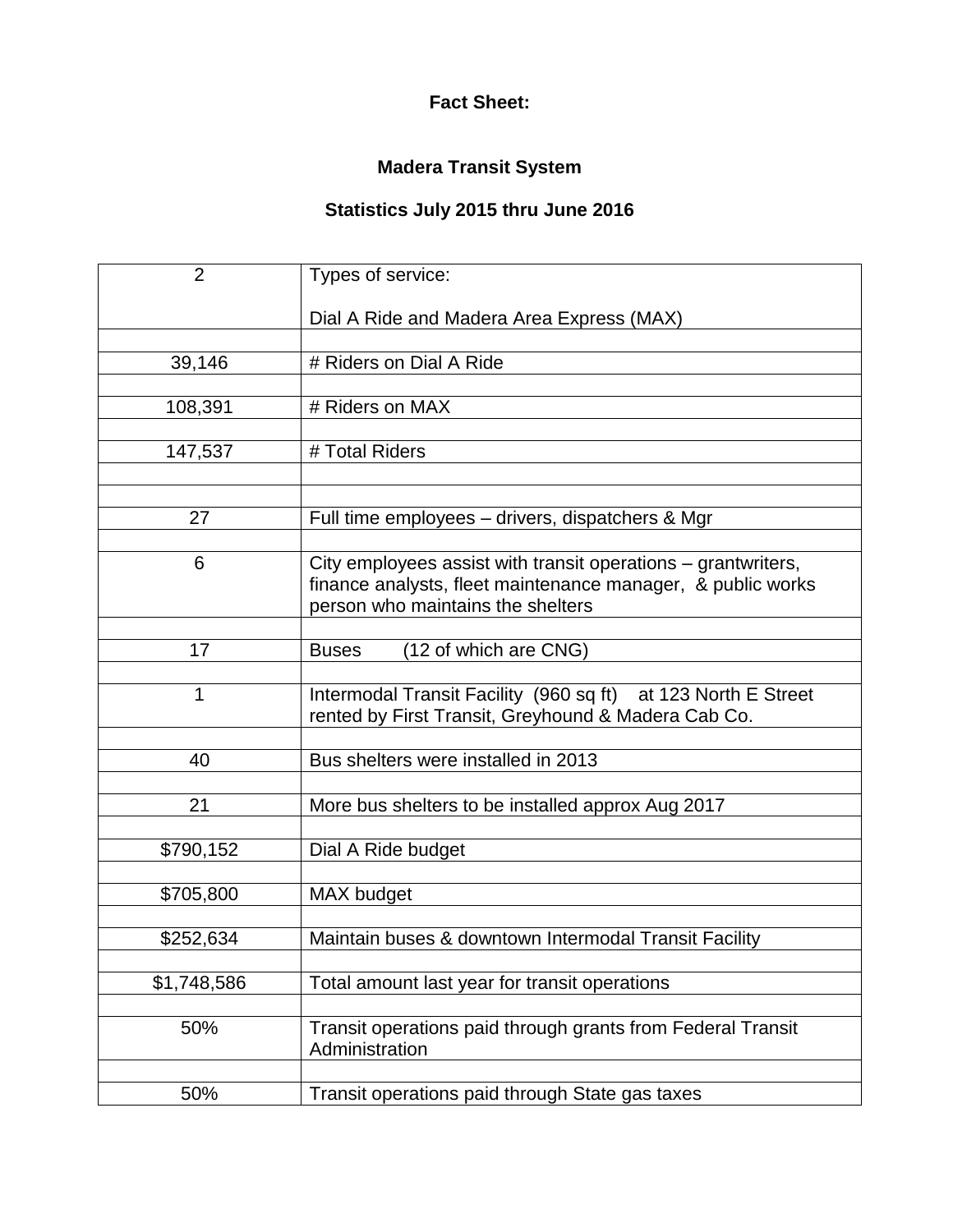**Fact Sheet:**

**Madera Transit System**

**Statistics July 2015 thru June 2016**

| | |
|---|---|
| 2 | Types of service:<br><br>Dial A Ride and Madera Area Express (MAX) |
| | |
| 39,146 | # Riders on Dial A Ride |
| | |
| 108,391 | # Riders on MAX |
| | |
| 147,537 | # Total Riders |
| | |
| | |
| 27 | Full time employees – drivers, dispatchers & Mgr |
| | |
| 6 | City employees assist with transit operations – grantwriters, finance analysts, fleet maintenance manager, & public works person who maintains the shelters |
| | |
| 17 | Buses (12 of which are CNG) |
| | |
| 1 | Intermodal Transit Facility (960 sq ft) at 123 North E Street rented by First Transit, Greyhound & Madera Cab Co. |
| | |
| 40 | Bus shelters were installed in 2013 |
| | |
| 21 | More bus shelters to be installed approx Aug 2017 |
| | |
| $790,152 | Dial A Ride budget |
| | |
| $705,800 | MAX budget |
| | |
| $252,634 | Maintain buses & downtown Intermodal Transit Facility |
| | |
| $1,748,586 | Total amount last year for transit operations |
| | |
| 50% | Transit operations paid through grants from Federal Transit Administration |
| | |
| 50% | Transit operations paid through State gas taxes |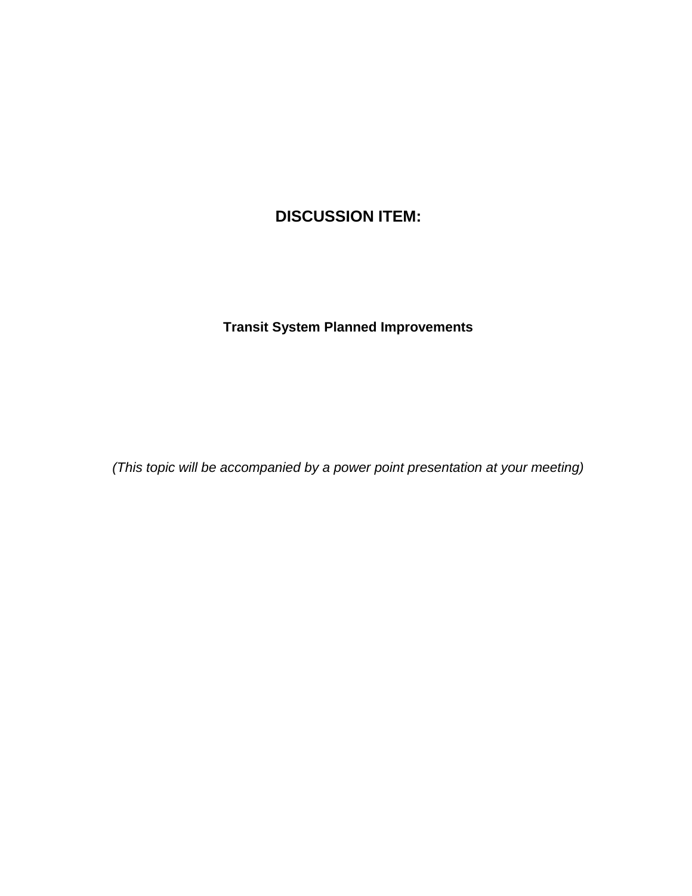# DISCUSSION ITEM:

## Transit System Planned Improvements

*(This topic will be accompanied by a power point presentation at your meeting)*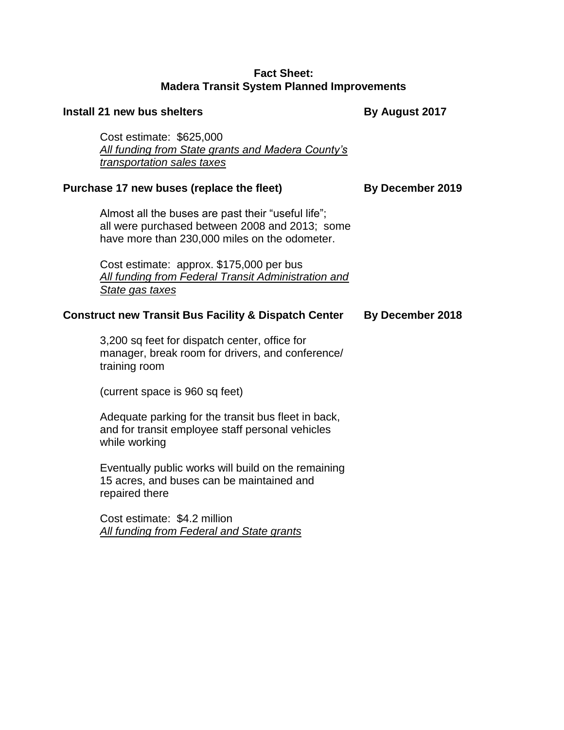**Fact Sheet:**
**Madera Transit System Planned Improvements**

**Install 21 new bus shelters** **By August 2017**

Cost estimate: $625,000
*All funding from State grants and Madera County's transportation sales taxes*

**Purchase 17 new buses (replace the fleet)** **By December 2019**

Almost all the buses are past their "useful life"; all were purchased between 2008 and 2013; some have more than 230,000 miles on the odometer.

Cost estimate: approx. $175,000 per bus
*All funding from Federal Transit Administration and State gas taxes*

**Construct new Transit Bus Facility & Dispatch Center** **By December 2018**

3,200 sq feet for dispatch center, office for manager, break room for drivers, and conference/ training room

(current space is 960 sq feet)

Adequate parking for the transit bus fleet in back, and for transit employee staff personal vehicles while working

Eventually public works will build on the remaining 15 acres, and buses can be maintained and repaired there

Cost estimate: $4.2 million
*All funding from Federal and State grants*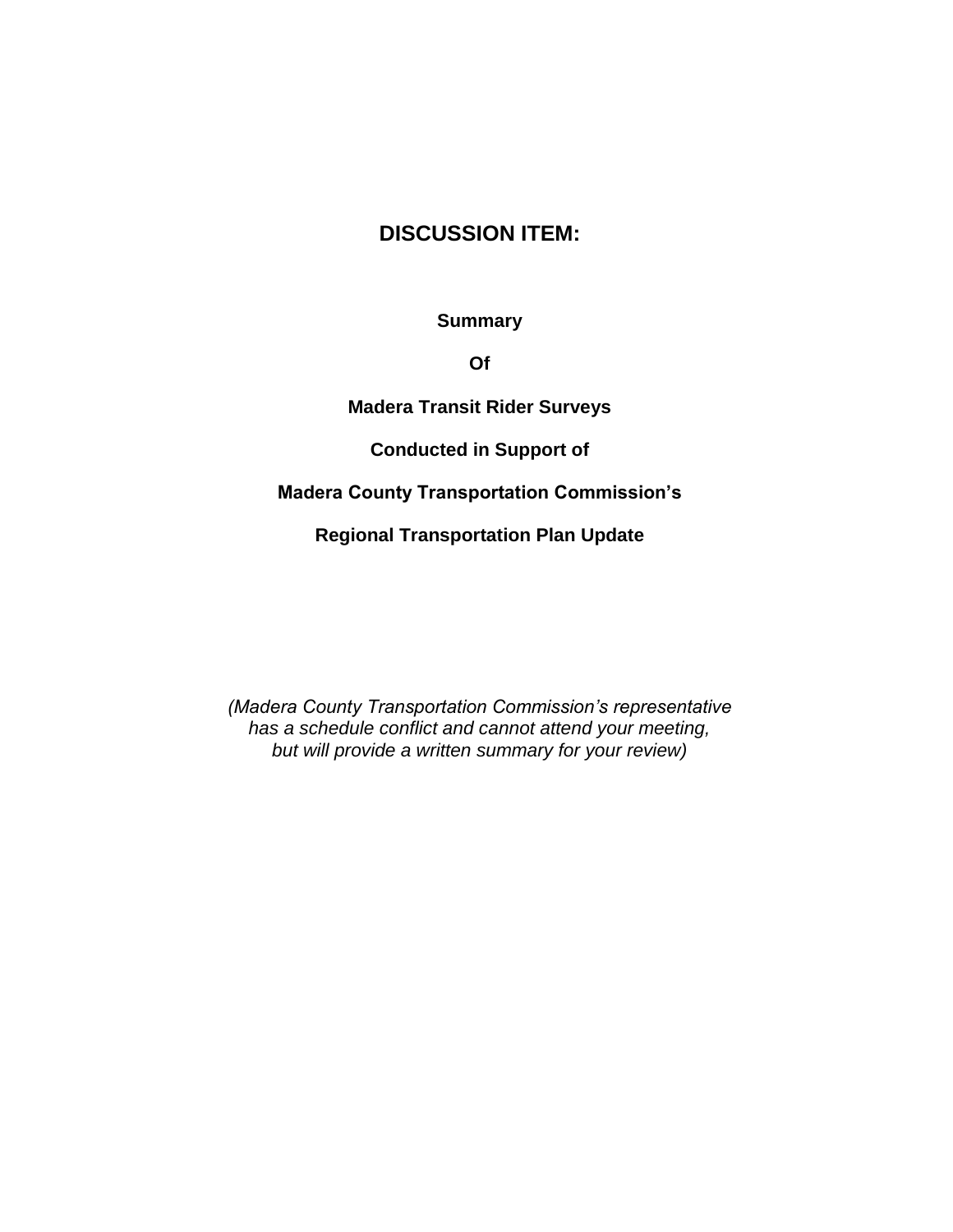# DISCUSSION ITEM:

**Summary**

**Of**

**Madera Transit Rider Surveys**

**Conducted in Support of**

**Madera County Transportation Commission's**

**Regional Transportation Plan Update**

*(Madera County Transportation Commission's representative has a schedule conflict and cannot attend your meeting, but will provide a written summary for your review)*